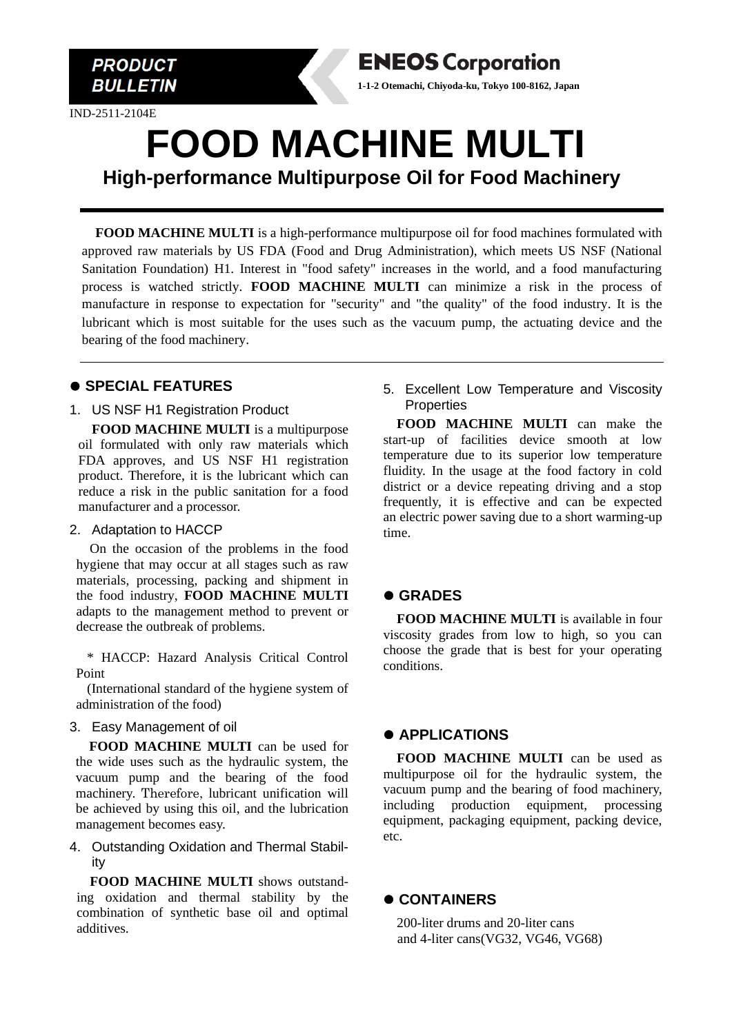**PRODUCT BULLETIN**

**ENEOS Corporation**

**1-1-2 Otemachi, Chiyoda-ku, Tokyo 100-8162, Japan**

IND-2511-2104E

# FOOD MACHINE MULTI

## High-performance Multipurpose Oil for Food Machinery

**FOOD MACHINE MULTI** is a high-performance multipurpose oil for food machines formulated with approved raw materials by US FDA (Food and Drug Administration), which meets US NSF (National Sanitation Foundation) H1. Interest in "food safety" increases in the world, and a food manufacturing process is watched strictly. **FOOD MACHINE MULTI** can minimize a risk in the process of manufacture in response to expectation for "security" and "the quality" of the food industry. It is the lubricant which is most suitable for the uses such as the vacuum pump, the actuating device and the bearing of the food machinery.

### ● SPECIAL FEATURES

1. US NSF H1 Registration Product

**FOOD MACHINE MULTI** is a multipurpose oil formulated with only raw materials which FDA approves, and US NSF H1 registration product. Therefore, it is the lubricant which can reduce a risk in the public sanitation for a food manufacturer and a processor.

2. Adaptation to HACCP

On the occasion of the problems in the food hygiene that may occur at all stages such as raw materials, processing, packing and shipment in the food industry, **FOOD MACHINE MULTI** adapts to the management method to prevent or decrease the outbreak of problems.

\* HACCP: Hazard Analysis Critical Control Point
(International standard of the hygiene system of administration of the food)

3. Easy Management of oil

**FOOD MACHINE MULTI** can be used for the wide uses such as the hydraulic system, the vacuum pump and the bearing of the food machinery. Therefore, lubricant unification will be achieved by using this oil, and the lubrication management becomes easy.

4. Outstanding Oxidation and Thermal Stability

**FOOD MACHINE MULTI** shows outstanding oxidation and thermal stability by the combination of synthetic base oil and optimal additives.

5. Excellent Low Temperature and Viscosity Properties

**FOOD MACHINE MULTI** can make the start-up of facilities device smooth at low temperature due to its superior low temperature fluidity. In the usage at the food factory in cold district or a device repeating driving and a stop frequently, it is effective and can be expected an electric power saving due to a short warming-up time.

### ● GRADES

**FOOD MACHINE MULTI** is available in four viscosity grades from low to high, so you can choose the grade that is best for your operating conditions.

### ● APPLICATIONS

**FOOD MACHINE MULTI** can be used as multipurpose oil for the hydraulic system, the vacuum pump and the bearing of food machinery, including production equipment, processing equipment, packaging equipment, packing device, etc.

### ● CONTAINERS

200-liter drums and 20-liter cans
and 4-liter cans(VG32, VG46, VG68)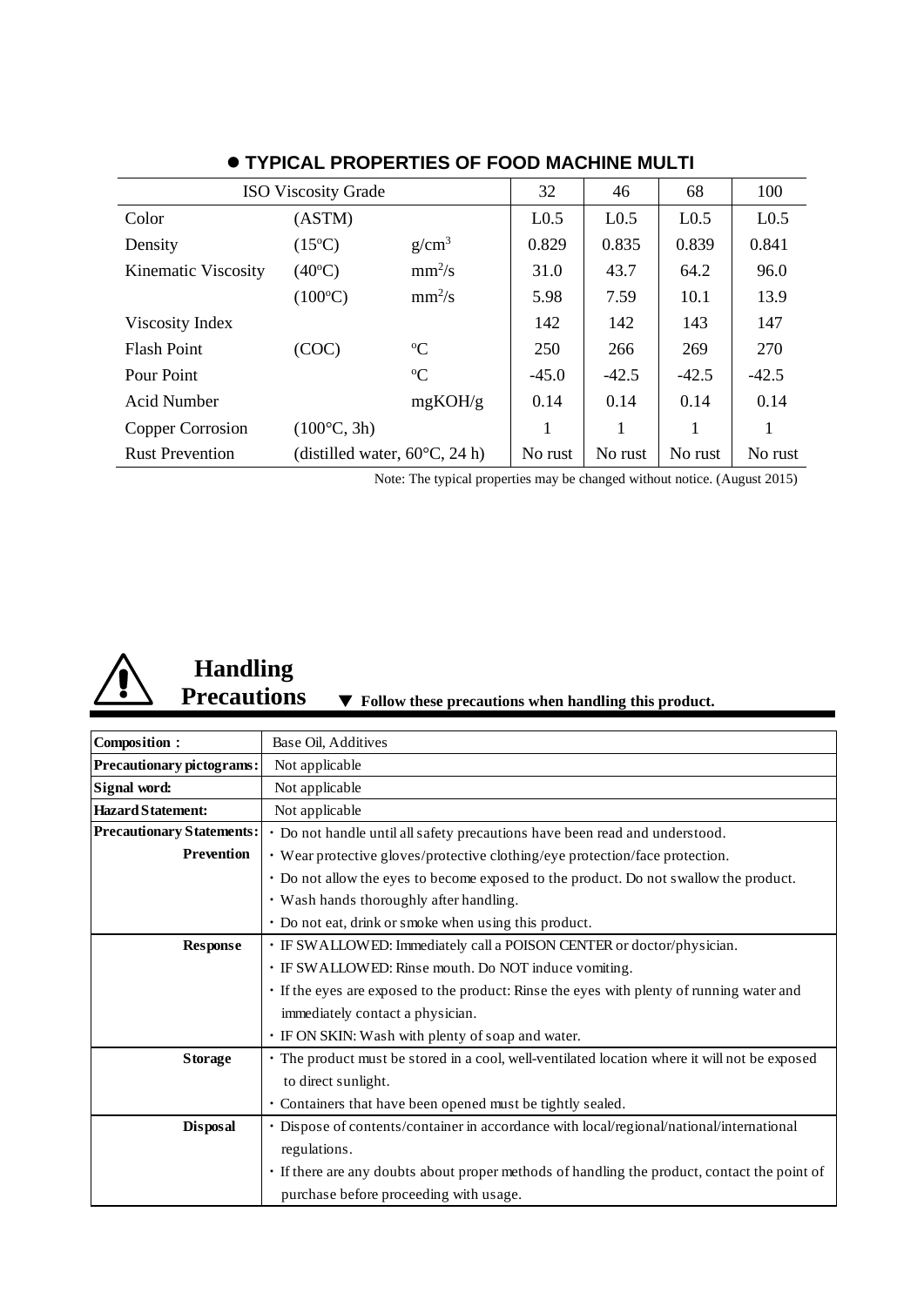## ● TYPICAL PROPERTIES OF FOOD MACHINE MULTI

| ISO Viscosity Grade | | | 32 | 46 | 68 | 100 |
|---|---|---|---|---|---|---|
| Color | (ASTM) | | L0.5 | L0.5 | L0.5 | L0.5 |
| Density | (15°C) | $g/cm^3$ | 0.829 | 0.835 | 0.839 | 0.841 |
| Kinematic Viscosity | (40°C) | $mm^2/s$ | 31.0 | 43.7 | 64.2 | 96.0 |
| | (100°C) | $mm^2/s$ | 5.98 | 7.59 | 10.1 | 13.9 |
| Viscosity Index | | | 142 | 142 | 143 | 147 |
| Flash Point | (COC) | °C | 250 | 266 | 269 | 270 |
| Pour Point | | °C | -45.0 | -42.5 | -42.5 | -42.5 |
| Acid Number | | mgKOH/g | 0.14 | 0.14 | 0.14 | 0.14 |
| Copper Corrosion | (100°C, 3h) | | 1 | 1 | 1 | 1 |
| Rust Prevention | (distilled water, 60°C, 24 h) | | No rust | No rust | No rust | No rust |

Note: The typical properties may be changed without notice. (August 2015)

## Handling Precautions

▼ **Follow these precautions when handling this product.**

| | |
|---|---|
| **Composition :** | Base Oil, Additives |
| **Precautionary pictograms:** | Not applicable |
| **Signal word:** | Not applicable |
| **Hazard Statement:** | Not applicable |
| **Precautionary Statements:** **Prevention** | ・Do not handle until all safety precautions have been read and understood.<br>・Wear protective gloves/protective clothing/eye protection/face protection.<br>・Do not allow the eyes to become exposed to the product. Do not swallow the product.<br>・Wash hands thoroughly after handling.<br>・Do not eat, drink or smoke when using this product. |
| **Response** | ・IF SWALLOWED: Immediately call a POISON CENTER or doctor/physician.<br>・IF SWALLOWED: Rinse mouth. Do NOT induce vomiting.<br>・If the eyes are exposed to the product: Rinse the eyes with plenty of running water and immediately contact a physician.<br>・IF ON SKIN: Wash with plenty of soap and water. |
| **Storage** | ・The product must be stored in a cool, well-ventilated location where it will not be exposed to direct sunlight.<br>・Containers that have been opened must be tightly sealed. |
| **Disposal** | ・Dispose of contents/container in accordance with local/regional/national/international regulations.<br>・If there are any doubts about proper methods of handling the product, contact the point of purchase before proceeding with usage. |